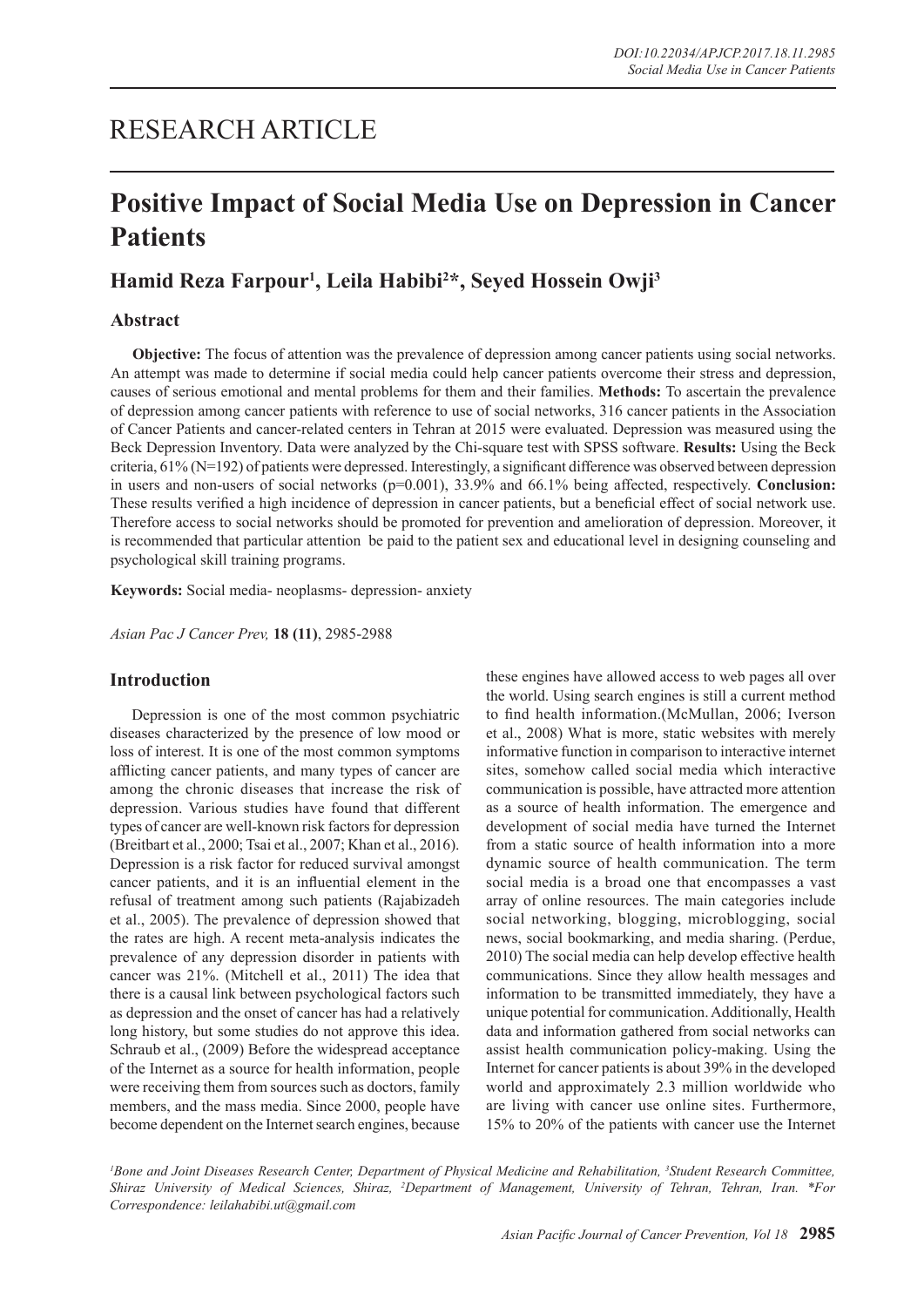# RESEARCH ARTICLE

# Positive Impact of Social Media Use on Depression in Cancer Patients

## Hamid Reza Farpour[1], Leila Habibi[2]*, Seyed Hossein Owji[3]

### Abstract

**Objective:** The focus of attention was the prevalence of depression among cancer patients using social networks. An attempt was made to determine if social media could help cancer patients overcome their stress and depression, causes of serious emotional and mental problems for them and their families. **Methods:** To ascertain the prevalence of depression among cancer patients with reference to use of social networks, 316 cancer patients in the Association of Cancer Patients and cancer-related centers in Tehran at 2015 were evaluated. Depression was measured using the Beck Depression Inventory. Data were analyzed by the Chi-square test with SPSS software. **Results:** Using the Beck criteria, 61% (N=192) of patients were depressed. Interestingly, a significant difference was observed between depression in users and non-users of social networks (p=0.001), 33.9% and 66.1% being affected, respectively. **Conclusion:** These results verified a high incidence of depression in cancer patients, but a beneficial effect of social network use. Therefore access to social networks should be promoted for prevention and amelioration of depression. Moreover, it is recommended that particular attention be paid to the patient sex and educational level in designing counseling and psychological skill training programs.

**Keywords:** Social media- neoplasms- depression- anxiety

*Asian Pac J Cancer Prev,* **18 (11)**, 2985-2988

### Introduction

Depression is one of the most common psychiatric diseases characterized by the presence of low mood or loss of interest. It is one of the most common symptoms afflicting cancer patients, and many types of cancer are among the chronic diseases that increase the risk of depression. Various studies have found that different types of cancer are well-known risk factors for depression (Breitbart et al., 2000; Tsai et al., 2007; Khan et al., 2016). Depression is a risk factor for reduced survival amongst cancer patients, and it is an influential element in the refusal of treatment among such patients (Rajabizadeh et al., 2005). The prevalence of depression showed that the rates are high. A recent meta-analysis indicates the prevalence of any depression disorder in patients with cancer was 21%. (Mitchell et al., 2011) The idea that there is a causal link between psychological factors such as depression and the onset of cancer has had a relatively long history, but some studies do not approve this idea. Schraub et al., (2009) Before the widespread acceptance of the Internet as a source for health information, people were receiving them from sources such as doctors, family members, and the mass media. Since 2000, people have become dependent on the Internet search engines, because these engines have allowed access to web pages all over the world. Using search engines is still a current method to find health information.(McMullan, 2006; Iverson et al., 2008) What is more, static websites with merely informative function in comparison to interactive internet sites, somehow called social media which interactive communication is possible, have attracted more attention as a source of health information. The emergence and development of social media have turned the Internet from a static source of health information into a more dynamic source of health communication. The term social media is a broad one that encompasses a vast array of online resources. The main categories include social networking, blogging, microblogging, social news, social bookmarking, and media sharing. (Perdue, 2010) The social media can help develop effective health communications. Since they allow health messages and information to be transmitted immediately, they have a unique potential for communication. Additionally, Health data and information gathered from social networks can assist health communication policy-making. Using the Internet for cancer patients is about 39% in the developed world and approximately 2.3 million worldwide who are living with cancer use online sites. Furthermore, 15% to 20% of the patients with cancer use the Internet

*[1]Bone and Joint Diseases Research Center, Department of Physical Medicine and Rehabilitation, [3]Student Research Committee, Shiraz University of Medical Sciences, Shiraz, [2]Department of Management, University of Tehran, Tehran, Iran. \*For Correspondence: leilahabibi.ut@gmail.com*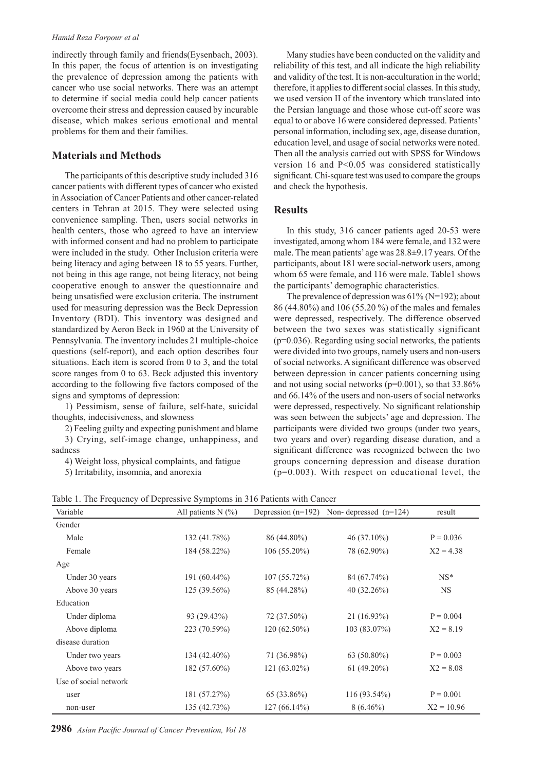indirectly through family and friends(Eysenbach, 2003). In this paper, the focus of attention is on investigating the prevalence of depression among the patients with cancer who use social networks. There was an attempt to determine if social media could help cancer patients overcome their stress and depression caused by incurable disease, which makes serious emotional and mental problems for them and their families.

## Materials and Methods

The participants of this descriptive study included 316 cancer patients with different types of cancer who existed in Association of Cancer Patients and other cancer-related centers in Tehran at 2015. They were selected using convenience sampling. Then, users social networks in health centers, those who agreed to have an interview with informed consent and had no problem to participate were included in the study. Other Inclusion criteria were being literacy and aging between 18 to 55 years. Further, not being in this age range, not being literacy, not being cooperative enough to answer the questionnaire and being unsatisfied were exclusion criteria. The instrument used for measuring depression was the Beck Depression Inventory (BDI). This inventory was designed and standardized by Aeron Beck in 1960 at the University of Pennsylvania. The inventory includes 21 multiple-choice questions (self-report), and each option describes four situations. Each item is scored from 0 to 3, and the total score ranges from 0 to 63. Beck adjusted this inventory according to the following five factors composed of the signs and symptoms of depression:

1) Pessimism, sense of failure, self-hate, suicidal thoughts, indecisiveness, and slowness

2) Feeling guilty and expecting punishment and blame

3) Crying, self-image change, unhappiness, and sadness

4) Weight loss, physical complaints, and fatigue

5) Irritability, insomnia, and anorexia

Many studies have been conducted on the validity and reliability of this test, and all indicate the high reliability and validity of the test. It is non-acculturation in the world; therefore, it applies to different social classes. In this study, we used version II of the inventory which translated into the Persian language and those whose cut-off score was equal to or above 16 were considered depressed. Patients' personal information, including sex, age, disease duration, education level, and usage of social networks were noted. Then all the analysis carried out with SPSS for Windows version 16 and $P<0.05$ was considered statistically significant. Chi-square test was used to compare the groups and check the hypothesis.

## Results

In this study, 316 cancer patients aged 20-53 were investigated, among whom 184 were female, and 132 were male. The mean patients' age was 28.8±9.17 years. Of the participants, about 181 were social-network users, among whom 65 were female, and 116 were male. Table1 shows the participants' demographic characteristics.

The prevalence of depression was 61% (N=192); about 86 (44.80%) and 106 (55.20 %) of the males and females were depressed, respectively. The difference observed between the two sexes was statistically significant ($p=0.036$). Regarding using social networks, the patients were divided into two groups, namely users and non-users of social networks. A significant difference was observed between depression in cancer patients concerning using and not using social networks ($p=0.001$), so that 33.86% and 66.14% of the users and non-users of social networks were depressed, respectively. No significant relationship was seen between the subjects' age and depression. The participants were divided two groups (under two years, two years and over) regarding disease duration, and a significant difference was recognized between the two groups concerning depression and disease duration ($p=0.003$). With respect on educational level, the

Table 1. The Frequency of Depressive Symptoms in 316 Patients with Cancer

| Variable | All patients N (%) | Depression (n=192) | Non- depressed (n=124) | result |
|---|---|---|---|---|
| Gender | | | | |
| Male | 132 (41.78%) | 86 (44.80%) | 46 (37.10%) | $P = 0.036$ |
| Female | 184 (58.22%) | 106 (55.20%) | 78 (62.90%) | $X2 = 4.38$ |
| Age | | | | |
| Under 30 years | 191 (60.44%) | 107 (55.72%) | 84 (67.74%) | NS* |
| Above 30 years | 125 (39.56%) | 85 (44.28%) | 40 (32.26%) | NS |
| Education | | | | |
| Under diploma | 93 (29.43%) | 72 (37.50%) | 21 (16.93%) | $P = 0.004$ |
| Above diploma | 223 (70.59%) | 120 (62.50%) | 103 (83.07%) | $X2 = 8.19$ |
| disease duration | | | | |
| Under two years | 134 (42.40%) | 71 (36.98%) | 63 (50.80%) | $P = 0.003$ |
| Above two years | 182 (57.60%) | 121 (63.02%) | 61 (49.20%) | $X2 = 8.08$ |
| Use of social network | | | | |
| user | 181 (57.27%) | 65 (33.86%) | 116 (93.54%) | $P = 0.001$ |
| non-user | 135 (42.73%) | 127 (66.14%) | 8 (6.46%) | $X2 = 10.96$ |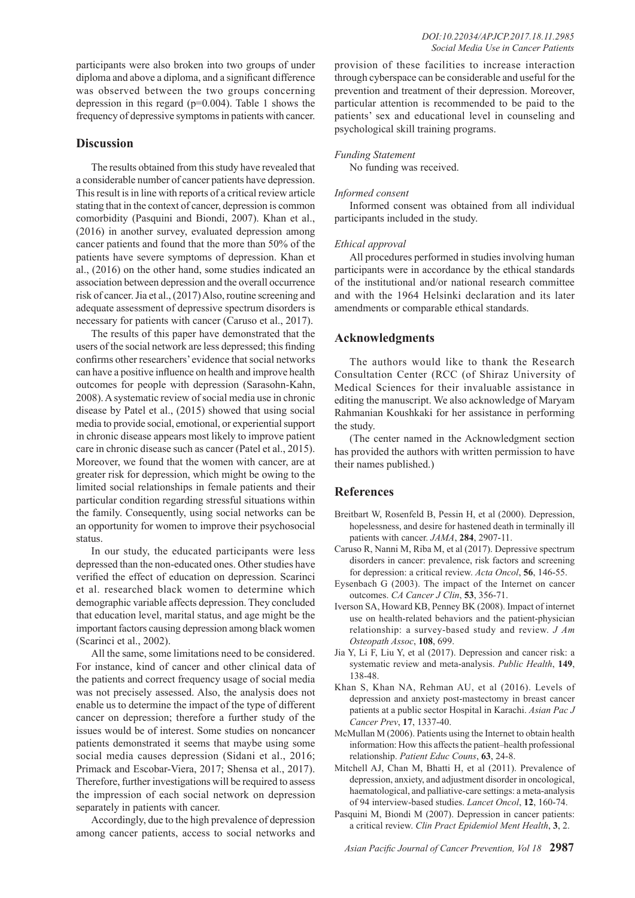participants were also broken into two groups of under diploma and above a diploma, and a significant difference was observed between the two groups concerning depression in this regard (p=0.004). Table 1 shows the frequency of depressive symptoms in patients with cancer.

## Discussion

The results obtained from this study have revealed that a considerable number of cancer patients have depression. This result is in line with reports of a critical review article stating that in the context of cancer, depression is common comorbidity (Pasquini and Biondi, 2007). Khan et al., (2016) in another survey, evaluated depression among cancer patients and found that the more than 50% of the patients have severe symptoms of depression. Khan et al., (2016) on the other hand, some studies indicated an association between depression and the overall occurrence risk of cancer. Jia et al., (2017) Also, routine screening and adequate assessment of depressive spectrum disorders is necessary for patients with cancer (Caruso et al., 2017).

The results of this paper have demonstrated that the users of the social network are less depressed; this finding confirms other researchers' evidence that social networks can have a positive influence on health and improve health outcomes for people with depression (Sarasohn-Kahn, 2008). A systematic review of social media use in chronic disease by Patel et al., (2015) showed that using social media to provide social, emotional, or experiential support in chronic disease appears most likely to improve patient care in chronic disease such as cancer (Patel et al., 2015). Moreover, we found that the women with cancer, are at greater risk for depression, which might be owing to the limited social relationships in female patients and their particular condition regarding stressful situations within the family. Consequently, using social networks can be an opportunity for women to improve their psychosocial status.

In our study, the educated participants were less depressed than the non-educated ones. Other studies have verified the effect of education on depression. Scarinci et al. researched black women to determine which demographic variable affects depression. They concluded that education level, marital status, and age might be the important factors causing depression among black women (Scarinci et al., 2002).

All the same, some limitations need to be considered. For instance, kind of cancer and other clinical data of the patients and correct frequency usage of social media was not precisely assessed. Also, the analysis does not enable us to determine the impact of the type of different cancer on depression; therefore a further study of the issues would be of interest. Some studies on noncancer patients demonstrated it seems that maybe using some social media causes depression (Sidani et al., 2016; Primack and Escobar-Viera, 2017; Shensa et al., 2017). Therefore, further investigations will be required to assess the impression of each social network on depression separately in patients with cancer.

Accordingly, due to the high prevalence of depression among cancer patients, access to social networks and provision of these facilities to increase interaction through cyberspace can be considerable and useful for the prevention and treatment of their depression. Moreover, particular attention is recommended to be paid to the patients' sex and educational level in counseling and psychological skill training programs.

*Funding Statement*

No funding was received.

*Informed consent*

Informed consent was obtained from all individual participants included in the study.

*Ethical approval*

All procedures performed in studies involving human participants were in accordance by the ethical standards of the institutional and/or national research committee and with the 1964 Helsinki declaration and its later amendments or comparable ethical standards.

## Acknowledgments

The authors would like to thank the Research Consultation Center (RCC (of Shiraz University of Medical Sciences for their invaluable assistance in editing the manuscript. We also acknowledge of Maryam Rahmanian Koushkaki for her assistance in performing the study.

(The center named in the Acknowledgment section has provided the authors with written permission to have their names published.)

## References

Breitbart W, Rosenfeld B, Pessin H, et al (2000). Depression, hopelessness, and desire for hastened death in terminally ill patients with cancer. *JAMA*, **284**, 2907-11.

Caruso R, Nanni M, Riba M, et al (2017). Depressive spectrum disorders in cancer: prevalence, risk factors and screening for depression: a critical review. *Acta Oncol*, **56**, 146-55.

Eysenbach G (2003). The impact of the Internet on cancer outcomes. *CA Cancer J Clin*, **53**, 356-71.

Iverson SA, Howard KB, Penney BK (2008). Impact of internet use on health-related behaviors and the patient-physician relationship: a survey-based study and review. *J Am Osteopath Assoc*, **108**, 699.

Jia Y, Li F, Liu Y, et al (2017). Depression and cancer risk: a systematic review and meta-analysis. *Public Health*, **149**, 138-48.

Khan S, Khan NA, Rehman AU, et al (2016). Levels of depression and anxiety post-mastectomy in breast cancer patients at a public sector Hospital in Karachi. *Asian Pac J Cancer Prev*, **17**, 1337-40.

McMullan M (2006). Patients using the Internet to obtain health information: How this affects the patient–health professional relationship. *Patient Educ Couns*, **63**, 24-8.

Mitchell AJ, Chan M, Bhatti H, et al (2011). Prevalence of depression, anxiety, and adjustment disorder in oncological, haematological, and palliative-care settings: a meta-analysis of 94 interview-based studies. *Lancet Oncol*, **12**, 160-74.

Pasquini M, Biondi M (2007). Depression in cancer patients: a critical review. *Clin Pract Epidemiol Ment Health*, **3**, 2.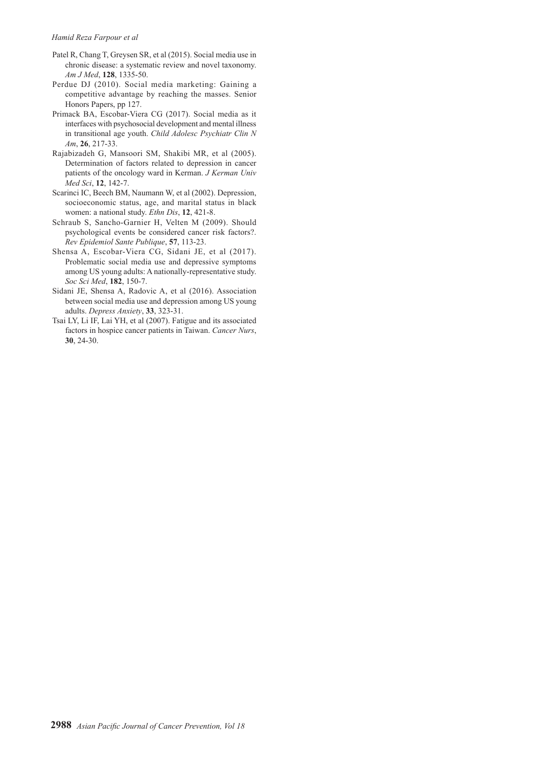Patel R, Chang T, Greysen SR, et al (2015). Social media use in chronic disease: a systematic review and novel taxonomy. *Am J Med*, **128**, 1335-50.

Perdue DJ (2010). Social media marketing: Gaining a competitive advantage by reaching the masses. Senior Honors Papers, pp 127.

Primack BA, Escobar-Viera CG (2017). Social media as it interfaces with psychosocial development and mental illness in transitional age youth. *Child Adolesc Psychiatr Clin N Am*, **26**, 217-33.

Rajabizadeh G, Mansoori SM, Shakibi MR, et al (2005). Determination of factors related to depression in cancer patients of the oncology ward in Kerman. *J Kerman Univ Med Sci*, **12**, 142-7.

Scarinci IC, Beech BM, Naumann W, et al (2002). Depression, socioeconomic status, age, and marital status in black women: a national study. *Ethn Dis*, **12**, 421-8.

Schraub S, Sancho-Garnier H, Velten M (2009). Should psychological events be considered cancer risk factors?. *Rev Epidemiol Sante Publique*, **57**, 113-23.

Shensa A, Escobar-Viera CG, Sidani JE, et al (2017). Problematic social media use and depressive symptoms among US young adults: A nationally-representative study. *Soc Sci Med*, **182**, 150-7.

Sidani JE, Shensa A, Radovic A, et al (2016). Association between social media use and depression among US young adults. *Depress Anxiety*, **33**, 323-31.

Tsai LY, Li IF, Lai YH, et al (2007). Fatigue and its associated factors in hospice cancer patients in Taiwan. *Cancer Nurs*, **30**, 24-30.